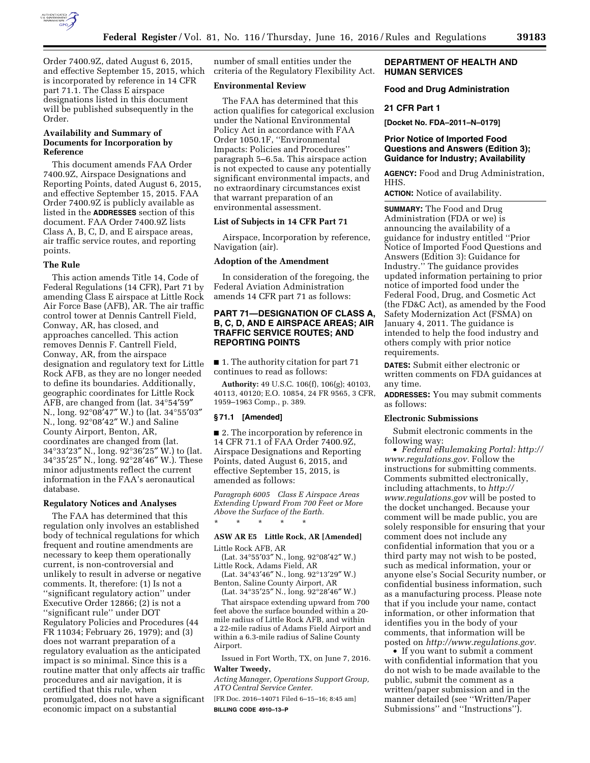Order 7400.9Z, dated August 6, 2015, and effective September 15, 2015, which is incorporated by reference in 14 CFR part 71.1. The Class E airspace designations listed in this document will be published subsequently in the Order.

### Availability and Summary of Documents for Incorporation by Reference

This document amends FAA Order 7400.9Z, Airspace Designations and Reporting Points, dated August 6, 2015, and effective September 15, 2015. FAA Order 7400.9Z is publicly available as listed in the **ADDRESSES** section of this document. FAA Order 7400.9Z lists Class A, B, C, D, and E airspace areas, air traffic service routes, and reporting points.

### The Rule

This action amends Title 14, Code of Federal Regulations (14 CFR), Part 71 by amending Class E airspace at Little Rock Air Force Base (AFB), AR. The air traffic control tower at Dennis Cantrell Field, Conway, AR, has closed, and approaches cancelled. This action removes Dennis F. Cantrell Field, Conway, AR, from the airspace designation and regulatory text for Little Rock AFB, as they are no longer needed to define its boundaries. Additionally, geographic coordinates for Little Rock AFB, are changed from (lat. 34°54′59″ N., long. 92°08′47″ W.) to (lat. 34°55′03″ N., long. 92°08′42″ W.) and Saline County Airport, Benton, AR, coordinates are changed from (lat. 34°33′23″ N., long. 92°36′25″ W.) to (lat. 34°35′25″ N., long. 92°28′46″ W.). These minor adjustments reflect the current information in the FAA's aeronautical database.

### Regulatory Notices and Analyses

The FAA has determined that this regulation only involves an established body of technical regulations for which frequent and routine amendments are necessary to keep them operationally current, is non-controversial and unlikely to result in adverse or negative comments. It, therefore: (1) Is not a ''significant regulatory action'' under Executive Order 12866; (2) is not a ''significant rule'' under DOT Regulatory Policies and Procedures (44 FR 11034; February 26, 1979); and (3) does not warrant preparation of a regulatory evaluation as the anticipated impact is so minimal. Since this is a routine matter that only affects air traffic procedures and air navigation, it is certified that this rule, when promulgated, does not have a significant economic impact on a substantial number of small entities under the criteria of the Regulatory Flexibility Act.

### Environmental Review

The FAA has determined that this action qualifies for categorical exclusion under the National Environmental Policy Act in accordance with FAA Order 1050.1F, ''Environmental Impacts: Policies and Procedures'' paragraph 5–6.5a. This airspace action is not expected to cause any potentially significant environmental impacts, and no extraordinary circumstances exist that warrant preparation of an environmental assessment.

### List of Subjects in 14 CFR Part 71

Airspace, Incorporation by reference, Navigation (air).

### Adoption of the Amendment

In consideration of the foregoing, the Federal Aviation Administration amends 14 CFR part 71 as follows:

## PART 71—DESIGNATION OF CLASS A, B, C, D, AND E AIRSPACE AREAS; AIR TRAFFIC SERVICE ROUTES; AND REPORTING POINTS

■ 1. The authority citation for part 71 continues to read as follows:

**Authority:** 49 U.S.C. 106(f), 106(g); 40103, 40113, 40120; E.O. 10854, 24 FR 9565, 3 CFR, 1959–1963 Comp., p. 389.

### § 71.1 [Amended]

■ 2. The incorporation by reference in 14 CFR 71.1 of FAA Order 7400.9Z, Airspace Designations and Reporting Points, dated August 6, 2015, and effective September 15, 2015, is amended as follows:

*Paragraph 6005 Class E Airspace Areas Extending Upward From 700 Feet or More Above the Surface of the Earth.*

\* \* \* \* \*

**ASW AR E5 Little Rock, AR [Amended]**

Little Rock AFB, AR
(Lat. 34°55′03″ N., long. 92°08′42″ W.)
Little Rock, Adams Field, AR
(Lat. 34°43′46″ N., long. 92°13′29″ W.)
Benton, Saline County Airport, AR
(Lat. 34°35′25″ N., long. 92°28′46″ W.)

That airspace extending upward from 700 feet above the surface bounded within a 20-mile radius of Little Rock AFB, and within a 22-mile radius of Adams Field Airport and within a 6.3-mile radius of Saline County Airport.

Issued in Fort Worth, TX, on June 7, 2016.

**Walter Tweedy,**

*Acting Manager, Operations Support Group, ATO Central Service Center.*

[FR Doc. 2016–14071 Filed 6–15–16; 8:45 am]

**BILLING CODE 4910–13–P**

## DEPARTMENT OF HEALTH AND HUMAN SERVICES

## Food and Drug Administration

## 21 CFR Part 1

**[Docket No. FDA–2011–N–0179]**

## Prior Notice of Imported Food Questions and Answers (Edition 3); Guidance for Industry; Availability

**AGENCY:** Food and Drug Administration, HHS.

**ACTION:** Notice of availability.

**SUMMARY:** The Food and Drug Administration (FDA or we) is announcing the availability of a guidance for industry entitled ''Prior Notice of Imported Food Questions and Answers (Edition 3): Guidance for Industry.'' The guidance provides updated information pertaining to prior notice of imported food under the Federal Food, Drug, and Cosmetic Act (the FD&C Act), as amended by the Food Safety Modernization Act (FSMA) on January 4, 2011. The guidance is intended to help the food industry and others comply with prior notice requirements.

**DATES:** Submit either electronic or written comments on FDA guidances at any time.

**ADDRESSES:** You may submit comments as follows:

### Electronic Submissions

Submit electronic comments in the following way:

- *Federal eRulemaking Portal: http://www.regulations.gov.* Follow the instructions for submitting comments. Comments submitted electronically, including attachments, to *http://www.regulations.gov* will be posted to the docket unchanged. Because your comment will be made public, you are solely responsible for ensuring that your comment does not include any confidential information that you or a third party may not wish to be posted, such as medical information, your or anyone else's Social Security number, or confidential business information, such as a manufacturing process. Please note that if you include your name, contact information, or other information that identifies you in the body of your comments, that information will be posted on *http://www.regulations.gov.*
- If you want to submit a comment with confidential information that you do not wish to be made available to the public, submit the comment as a written/paper submission and in the manner detailed (see ''Written/Paper Submissions'' and ''Instructions'').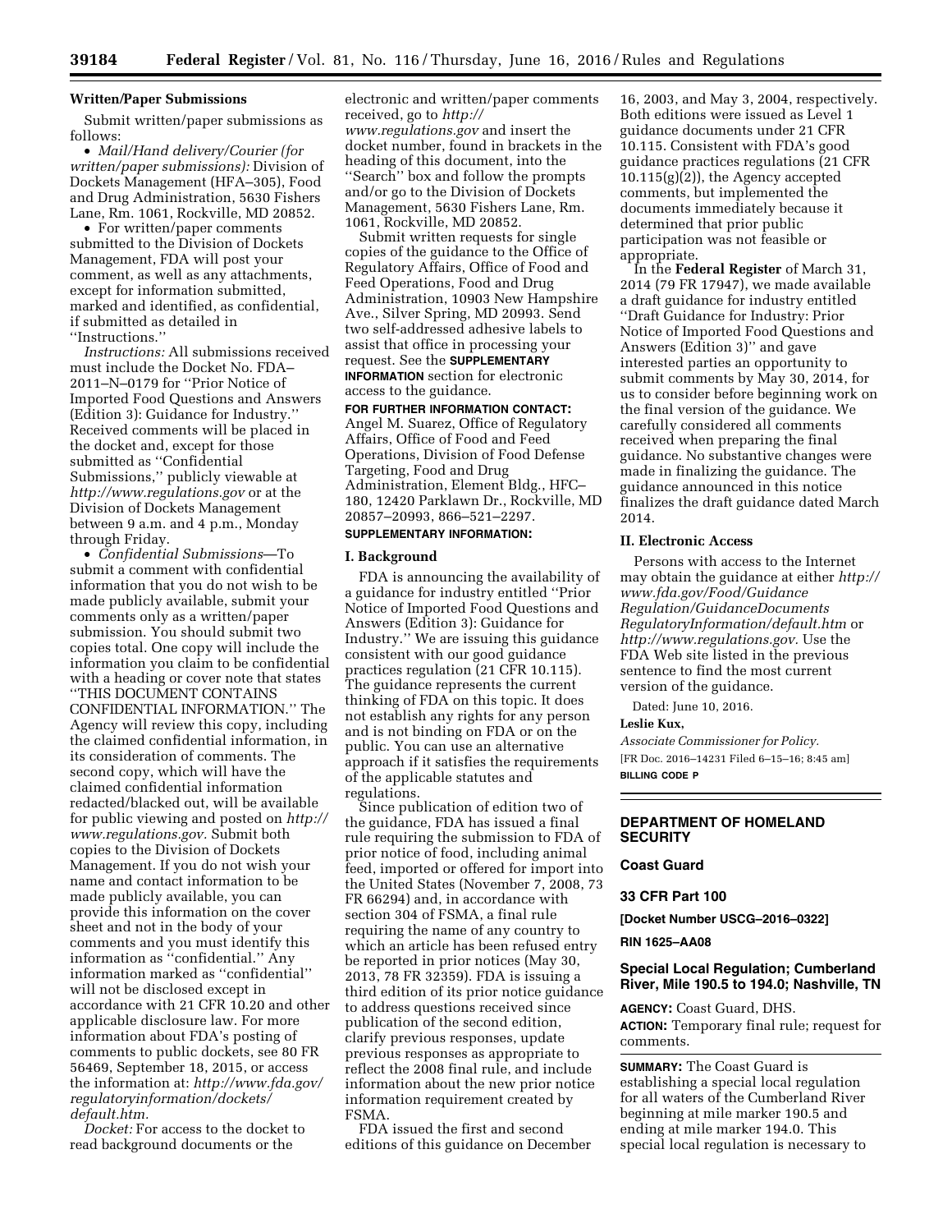**Written/Paper Submissions**

Submit written/paper submissions as follows:

- *Mail/Hand delivery/Courier (for written/paper submissions):* Division of Dockets Management (HFA–305), Food and Drug Administration, 5630 Fishers Lane, Rm. 1061, Rockville, MD 20852.
- For written/paper comments submitted to the Division of Dockets Management, FDA will post your comment, as well as any attachments, except for information submitted, marked and identified, as confidential, if submitted as detailed in ''Instructions.''

*Instructions:* All submissions received must include the Docket No. FDA–2011–N–0179 for ''Prior Notice of Imported Food Questions and Answers (Edition 3): Guidance for Industry.'' Received comments will be placed in the docket and, except for those submitted as ''Confidential Submissions,'' publicly viewable at *http://www.regulations.gov* or at the Division of Dockets Management between 9 a.m. and 4 p.m., Monday through Friday.

- *Confidential Submissions*—To submit a comment with confidential information that you do not wish to be made publicly available, submit your comments only as a written/paper submission. You should submit two copies total. One copy will include the information you claim to be confidential with a heading or cover note that states ''THIS DOCUMENT CONTAINS CONFIDENTIAL INFORMATION.'' The Agency will review this copy, including the claimed confidential information, in its consideration of comments. The second copy, which will have the claimed confidential information redacted/blacked out, will be available for public viewing and posted on *http://www.regulations.gov.* Submit both copies to the Division of Dockets Management. If you do not wish your name and contact information to be made publicly available, you can provide this information on the cover sheet and not in the body of your comments and you must identify this information as ''confidential.'' Any information marked as ''confidential'' will not be disclosed except in accordance with 21 CFR 10.20 and other applicable disclosure law. For more information about FDA's posting of comments to public dockets, see 80 FR 56469, September 18, 2015, or access the information at: *http://www.fda.gov/regulatoryinformation/dockets/default.htm.*

*Docket:* For access to the docket to read background documents or the electronic and written/paper comments received, go to *http://www.regulations.gov* and insert the docket number, found in brackets in the heading of this document, into the ''Search'' box and follow the prompts and/or go to the Division of Dockets Management, 5630 Fishers Lane, Rm. 1061, Rockville, MD 20852.

Submit written requests for single copies of the guidance to the Office of Regulatory Affairs, Office of Food and Feed Operations, Food and Drug Administration, 10903 New Hampshire Ave., Silver Spring, MD 20993. Send two self-addressed adhesive labels to assist that office in processing your request. See the **SUPPLEMENTARY INFORMATION** section for electronic access to the guidance.

**FOR FURTHER INFORMATION CONTACT:** Angel M. Suarez, Office of Regulatory Affairs, Office of Food and Feed Operations, Division of Food Defense Targeting, Food and Drug Administration, Element Bldg., HFC–180, 12420 Parklawn Dr., Rockville, MD 20857–20993, 866–521–2297.

**SUPPLEMENTARY INFORMATION:**

## I. Background

FDA is announcing the availability of a guidance for industry entitled ''Prior Notice of Imported Food Questions and Answers (Edition 3): Guidance for Industry.'' We are issuing this guidance consistent with our good guidance practices regulation (21 CFR 10.115). The guidance represents the current thinking of FDA on this topic. It does not establish any rights for any person and is not binding on FDA or on the public. You can use an alternative approach if it satisfies the requirements of the applicable statutes and regulations.

Since publication of edition two of the guidance, FDA has issued a final rule requiring the submission to FDA of prior notice of food, including animal feed, imported or offered for import into the United States (November 7, 2008, 73 FR 66294) and, in accordance with section 304 of FSMA, a final rule requiring the name of any country to which an article has been refused entry be reported in prior notices (May 30, 2013, 78 FR 32359). FDA is issuing a third edition of its prior notice guidance to address questions received since publication of the second edition, clarify previous responses, update previous responses as appropriate to reflect the 2008 final rule, and include information about the new prior notice information requirement created by FSMA.

FDA issued the first and second editions of this guidance on December 16, 2003, and May 3, 2004, respectively. Both editions were issued as Level 1 guidance documents under 21 CFR 10.115. Consistent with FDA's good guidance practices regulations (21 CFR 10.115(g)(2)), the Agency accepted comments, but implemented the documents immediately because it determined that prior public participation was not feasible or appropriate.

In the **Federal Register** of March 31, 2014 (79 FR 17947), we made available a draft guidance for industry entitled ''Draft Guidance for Industry: Prior Notice of Imported Food Questions and Answers (Edition 3)'' and gave interested parties an opportunity to submit comments by May 30, 2014, for us to consider before beginning work on the final version of the guidance. We carefully considered all comments received when preparing the final guidance. No substantive changes were made in finalizing the guidance. The guidance announced in this notice finalizes the draft guidance dated March 2014.

## II. Electronic Access

Persons with access to the Internet may obtain the guidance at either *http://www.fda.gov/Food/GuidanceRegulation/GuidanceDocumentsRegulatoryInformation/default.htm* or *http://www.regulations.gov.* Use the FDA Web site listed in the previous sentence to find the most current version of the guidance.

Dated: June 10, 2016.

**Leslie Kux,**

*Associate Commissioner for Policy.*

[FR Doc. 2016–14231 Filed 6–15–16; 8:45 am]

**BILLING CODE P**

---

# DEPARTMENT OF HOMELAND SECURITY

## Coast Guard

## 33 CFR Part 100

**[Docket Number USCG–2016–0322]**

**RIN 1625–AA08**

## Special Local Regulation; Cumberland River, Mile 190.5 to 194.0; Nashville, TN

**AGENCY:** Coast Guard, DHS.

**ACTION:** Temporary final rule; request for comments.

**SUMMARY:** The Coast Guard is establishing a special local regulation for all waters of the Cumberland River beginning at mile marker 190.5 and ending at mile marker 194.0. This special local regulation is necessary to